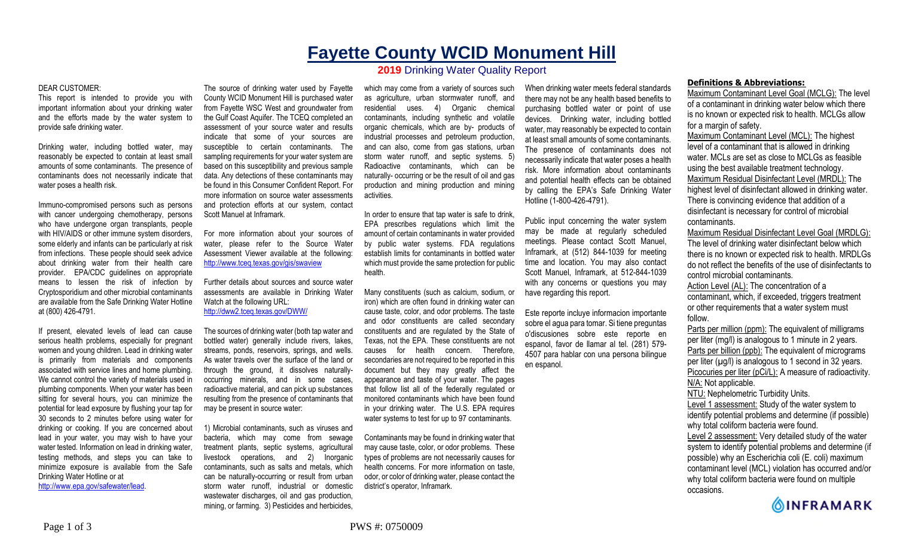# Fayette County WCID Monument Hill

## 2019 Drinking Water Quality Report

DEAR CUSTOMER:

This report is intended to provide you with important information about your drinking water and the efforts made by the water system to provide safe drinking water.

Drinking water, including bottled water, may reasonably be expected to contain at least small amounts of some contaminants. The presence of contaminants does not necessarily indicate that water poses a health risk.

Immuno-compromised persons such as persons with cancer undergoing chemotherapy, persons who have undergone organ transplants, people with HIV/AIDS or other immune system disorders, some elderly and infants can be particularly at risk from infections. These people should seek advice about drinking water from their health care provider. EPA/CDC guidelines on appropriate means to lessen the risk of infection by Cryptosporidium and other microbial contaminants are available from the Safe Drinking Water Hotline at (800) 426-4791.

If present, elevated levels of lead can cause serious health problems, especially for pregnant women and young children. Lead in drinking water is primarily from materials and components associated with service lines and home plumbing. We cannot control the variety of materials used in plumbing components. When your water has been sitting for several hours, you can minimize the potential for lead exposure by flushing your tap for 30 seconds to 2 minutes before using water for drinking or cooking. If you are concerned about lead in your water, you may wish to have your water tested. Information on lead in drinking water, testing methods, and steps you can take to minimize exposure is available from the Safe Drinking Water Hotline or at http://www.epa.gov/safewater/lead.

The source of drinking water used by Fayette County WCID Monument Hill is purchased water from Fayette WSC West and groundwater from the Gulf Coast Aquifer. The TCEQ completed an assessment of your source water and results indicate that some of your sources are susceptible to certain contaminants. The sampling requirements for your water system are based on this susceptibility and previous sample data. Any detections of these contaminants may be found in this Consumer Confident Report. For more information on source water assessments and protection efforts at our system, contact Scott Manuel at Inframark.

For more information about your sources of water, please refer to the Source Water Assessment Viewer available at the following: http://www.tceq.texas.gov/gis/swaview

Further details about sources and source water assessments are available in Drinking Water Watch at the following URL: http://dww2.tceq.texas.gov/DWW/

The sources of drinking water (both tap water and bottled water) generally include rivers, lakes, streams, ponds, reservoirs, springs, and wells. As water travels over the surface of the land or through the ground, it dissolves naturally-occurring minerals, and in some cases, radioactive material, and can pick up substances resulting from the presence of contaminants that may be present in source water:

1) Microbial contaminants, such as viruses and bacteria, which may come from sewage treatment plants, septic systems, agricultural livestock operations, and 2) Inorganic contaminants, such as salts and metals, which can be naturally-occurring or result from urban storm water runoff, industrial or domestic wastewater discharges, oil and gas production, mining, or farming. 3) Pesticides and herbicides, which may come from a variety of sources such as agriculture, urban stormwater runoff, and residential uses. 4) Organic chemical contaminants, including synthetic and volatile organic chemicals, which are by- products of industrial processes and petroleum production, and can also, come from gas stations, urban storm water runoff, and septic systems. 5) Radioactive contaminants, which can be naturally- occurring or be the result of oil and gas production and mining production and mining activities.

In order to ensure that tap water is safe to drink, EPA prescribes regulations which limit the amount of certain contaminants in water provided by public water systems. FDA regulations establish limits for contaminants in bottled water which must provide the same protection for public health.

Many constituents (such as calcium, sodium, or iron) which are often found in drinking water can cause taste, color, and odor problems. The taste and odor constituents are called secondary constituents and are regulated by the State of Texas, not the EPA. These constituents are not causes for health concern. Therefore, secondaries are not required to be reported in this document but they may greatly affect the appearance and taste of your water. The pages that follow list all of the federally regulated or monitored contaminants which have been found in your drinking water. The U.S. EPA requires water systems to test for up to 97 contaminants.

Contaminants may be found in drinking water that may cause taste, color, or odor problems. These types of problems are not necessarily causes for health concerns. For more information on taste, odor, or color of drinking water, please contact the district's operator, Inframark.

When drinking water meets federal standards there may not be any health based benefits to purchasing bottled water or point of use devices. Drinking water, including bottled water, may reasonably be expected to contain at least small amounts of some contaminants. The presence of contaminants does not necessarily indicate that water poses a health risk. More information about contaminants and potential health effects can be obtained by calling the EPA's Safe Drinking Water Hotline (1-800-426-4791).

Public input concerning the water system may be made at regularly scheduled meetings. Please contact Scott Manuel, Inframark, at (512) 844-1039 for meeting time and location. You may also contact Scott Manuel, Inframark, at 512-844-1039 with any concerns or questions you may have regarding this report.

Este reporte incluye informacion importante sobre el agua para tomar. Si tiene preguntas o'discusiones sobre este reporte en espanol, favor de llamar al tel. (281) 579-4507 para hablar con una persona bilingue en espanol.

### Definitions & Abbreviations:

Maximum Contaminant Level Goal (MCLG): The level of a contaminant in drinking water below which there is no known or expected risk to health. MCLGs allow for a margin of safety.

Maximum Contaminant Level (MCL): The highest level of a contaminant that is allowed in drinking water. MCLs are set as close to MCLGs as feasible using the best available treatment technology.

Maximum Residual Disinfectant Level (MRDL): The highest level of disinfectant allowed in drinking water. There is convincing evidence that addition of a disinfectant is necessary for control of microbial contaminants.

Maximum Residual Disinfectant Level Goal (MRDLG): The level of drinking water disinfectant below which there is no known or expected risk to health. MRDLGs do not reflect the benefits of the use of disinfectants to control microbial contaminants.

Action Level (AL): The concentration of a contaminant, which, if exceeded, triggers treatment or other requirements that a water system must follow.

Parts per million (ppm): The equivalent of milligrams per liter (mg/l) is analogous to 1 minute in 2 years.

Parts per billion (ppb): The equivalent of micrograms per liter (µg/l) is analogous to 1 second in 32 years.

Picocuries per liter (pCi/L): A measure of radioactivity.

N/A: Not applicable.

NTU: Nephelometric Turbidity Units.

Level 1 assessment: Study of the water system to identify potential problems and determine (if possible) why total coliform bacteria were found.

Level 2 assessment: Very detailed study of the water system to identify potential problems and determine (if possible) why an Escherichia coli (E. coli) maximum contaminant level (MCL) violation has occurred and/or why total coliform bacteria were found on multiple occasions.

INFRAMARK

PWS #: 0750009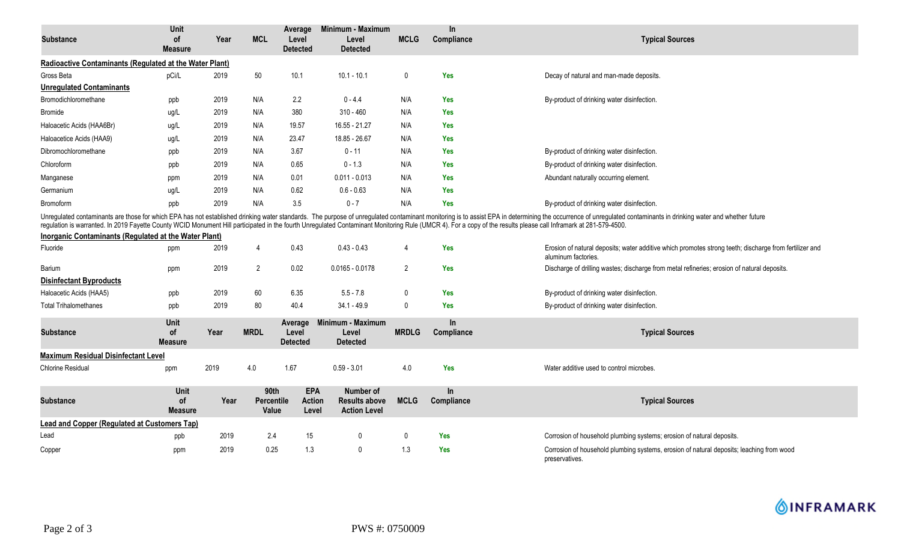| Substance | Unit of Measure | Year | MCL | Average Level Detected | Minimum - Maximum Level Detected | MCLG | In Compliance | Typical Sources |
|---|---|---|---|---|---|---|---|---|
| **Radioactive Contaminants (Regulated at the Water Plant)** | | | | | | | | |
| Gross Beta | pCi/L | 2019 | 50 | 10.1 | 10.1 - 10.1 | 0 | Yes | Decay of natural and man-made deposits. |
| **Unregulated Contaminants** | | | | | | | | |
| Bromodichloromethane | ppb | 2019 | N/A | 2.2 | 0 - 4.4 | N/A | Yes | By-product of drinking water disinfection. |
| Bromide | ug/L | 2019 | N/A | 380 | 310 - 460 | N/A | Yes | |
| Haloacetic Acids (HAA6Br) | ug/L | 2019 | N/A | 19.57 | 16.55 - 21.27 | N/A | Yes | |
| Haloacetice Acids (HAA9) | ug/L | 2019 | N/A | 23.47 | 18.85 - 26.67 | N/A | Yes | |
| Dibromochloromethane | ppb | 2019 | N/A | 3.67 | 0 - 11 | N/A | Yes | By-product of drinking water disinfection. |
| Chloroform | ppb | 2019 | N/A | 0.65 | 0 - 1.3 | N/A | Yes | By-product of drinking water disinfection. |
| Manganese | ppm | 2019 | N/A | 0.01 | 0.011 - 0.013 | N/A | Yes | Abundant naturally occurring element. |
| Germanium | ug/L | 2019 | N/A | 0.62 | 0.6 - 0.63 | N/A | Yes | |
| Bromoform | ppb | 2019 | N/A | 3.5 | 0 - 7 | N/A | Yes | By-product of drinking water disinfection. |

Unregulated contaminants are those for which EPA has not established drinking water standards. The purpose of unregulated contaminant monitoring is to assist EPA in determining the occurrence of unregulated contaminants in drinking water and whether future regulation is warranted. In 2019 Fayette County WCID Monument Hill participated in the fourth Unregulated Contaminant Monitoring Rule (UMCR 4). For a copy of the results please call Inframark at 281-579-4500.

| Substance | Unit of Measure | Year | MCL | Average Level Detected | Minimum - Maximum Level Detected | MCLG | In Compliance | Typical Sources |
|---|---|---|---|---|---|---|---|---|
| **Inorganic Contaminants (Regulated at the Water Plant)** | | | | | | | | |
| Fluoride | ppm | 2019 | 4 | 0.43 | 0.43 - 0.43 | 4 | Yes | Erosion of natural deposits; water additive which promotes strong teeth; discharge from fertilizer and aluminum factories. |
| Barium | ppm | 2019 | 2 | 0.02 | 0.0165 - 0.0178 | 2 | Yes | Discharge of drilling wastes; discharge from metal refineries; erosion of natural deposits. |
| **Disinfectant Byproducts** | | | | | | | | |
| Haloacetic Acids (HAA5) | ppb | 2019 | 60 | 6.35 | 5.5 - 7.8 | 0 | Yes | By-product of drinking water disinfection. |
| Total Trihalomethanes | ppb | 2019 | 80 | 40.4 | 34.1 - 49.9 | 0 | Yes | By-product of drinking water disinfection. |

| Substance | Unit of Measure | Year | MRDL | Average Level Detected | Minimum - Maximum Level Detected | MRDLG | In Compliance | Typical Sources |
|---|---|---|---|---|---|---|---|---|
| **Maximum Residual Disinfectant Level** | | | | | | | | |
| Chlorine Residual | ppm | 2019 | 4.0 | 1.67 | 0.59 - 3.01 | 4.0 | Yes | Water additive used to control microbes. |

| Substance | Unit of Measure | Year | 90th Percentile Value | EPA Action Level | Number of Results above Action Level | MCLG | In Compliance | Typical Sources |
|---|---|---|---|---|---|---|---|---|
| **Lead and Copper (Regulated at Customers Tap)** | | | | | | | | |
| Lead | ppb | 2019 | 2.4 | 15 | 0 | 0 | Yes | Corrosion of household plumbing systems; erosion of natural deposits. |
| Copper | ppm | 2019 | 0.25 | 1.3 | 0 | 1.3 | Yes | Corrosion of household plumbing systems, erosion of natural deposits; leaching from wood preservatives. |

INFRAMARK

PWS #: 0750009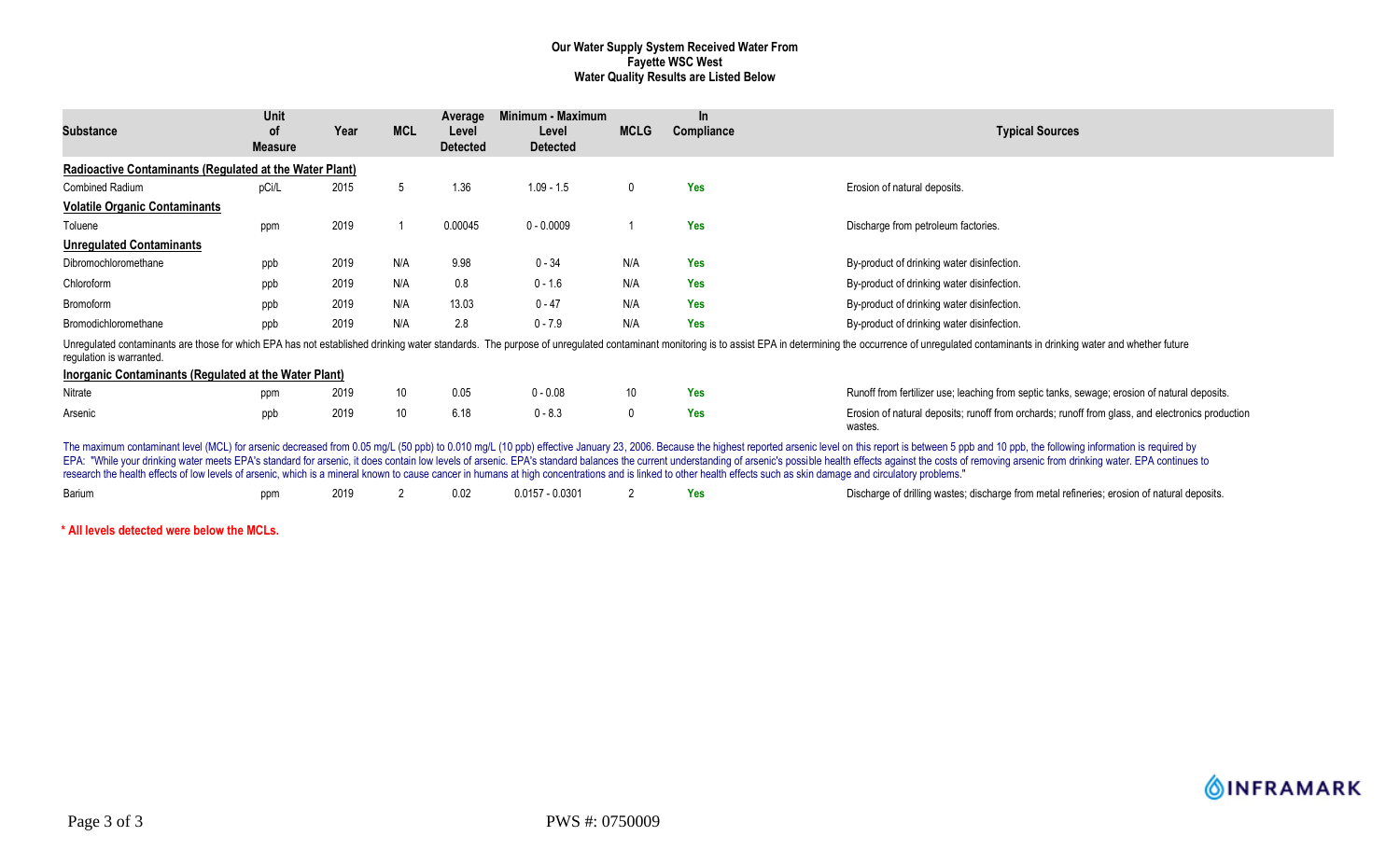**Our Water Supply System Received Water From**
**Fayette WSC West**
**Water Quality Results are Listed Below**

| Substance | Unit of Measure | Year | MCL | Average Level Detected | Minimum - Maximum Level Detected | MCLG | In Compliance | Typical Sources |
|---|---|---|---|---|---|---|---|---|
| **Radioactive Contaminants (Regulated at the Water Plant)** | | | | | | | | |
| Combined Radium | pCi/L | 2015 | 5 | 1.36 | 1.09 - 1.5 | 0 | Yes | Erosion of natural deposits. |
| **Volatile Organic Contaminants** | | | | | | | | |
| Toluene | ppm | 2019 | 1 | 0.00045 | 0 - 0.0009 | 1 | Yes | Discharge from petroleum factories. |
| **Unregulated Contaminants** | | | | | | | | |
| Dibromochloromethane | ppb | 2019 | N/A | 9.98 | 0 - 34 | N/A | Yes | By-product of drinking water disinfection. |
| Chloroform | ppb | 2019 | N/A | 0.8 | 0 - 1.6 | N/A | Yes | By-product of drinking water disinfection. |
| Bromoform | ppb | 2019 | N/A | 13.03 | 0 - 47 | N/A | Yes | By-product of drinking water disinfection. |
| Bromodichloromethane | ppb | 2019 | N/A | 2.8 | 0 - 7.9 | N/A | Yes | By-product of drinking water disinfection. |
| Unregulated contaminants are those for which EPA has not established drinking water standards. The purpose of unregulated contaminant monitoring is to assist EPA in determining the occurrence of unregulated contaminants in drinking water and whether future regulation is warranted. | | | | | | | | |
| **Inorganic Contaminants (Regulated at the Water Plant)** | | | | | | | | |
| Nitrate | ppm | 2019 | 10 | 0.05 | 0 - 0.08 | 10 | Yes | Runoff from fertilizer use; leaching from septic tanks, sewage; erosion of natural deposits. |
| Arsenic | ppb | 2019 | 10 | 6.18 | 0 - 8.3 | 0 | Yes | Erosion of natural deposits; runoff from orchards; runoff from glass, and electronics production wastes. |
| The maximum contaminant level (MCL) for arsenic decreased from 0.05 mg/L (50 ppb) to 0.010 mg/L (10 ppb) effective January 23, 2006. Because the highest reported arsenic level on this report is between 5 ppb and 10 ppb, the following information is required by EPA: "While your drinking water meets EPA's standard for arsenic, it does contain low levels of arsenic. EPA's standard balances the current understanding of arsenic's possible health effects against the costs of removing arsenic from drinking water. EPA continues to research the health effects of low levels of arsenic, which is a mineral known to cause cancer in humans at high concentrations and is linked to other health effects such as skin damage and circulatory problems." | | | | | | | | |
| Barium | ppm | 2019 | 2 | 0.02 | 0.0157 - 0.0301 | 2 | Yes | Discharge of drilling wastes; discharge from metal refineries; erosion of natural deposits. |

**\* All levels detected were below the MCLs.**

INFRAMARK

PWS #: 0750009